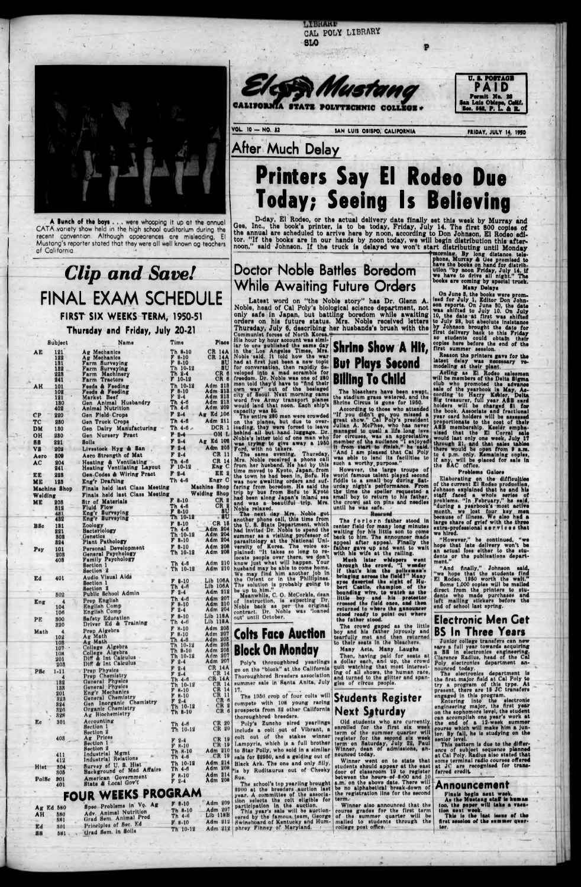LIBRARY
CAL POLY LIBRARY
SLO

# El Mustang

CALIFORNIA STATE POLYTECHNIC COLLEGE

U. S. POSTAGE PAID Permit No. 28 San Luis Obispo, Calif. Sec. 562, P. L. & R.

VOL. 10 — NO. 32 | SAN LUIS OBISPO, CALIFORNIA | FRIDAY, JULY 14, 1950

A Bunch of the boys . . . were whooping it up at the annual CATA variety show held in the high school auditorium during the recent convention. Although appearances are misleading, El Mustang's reporter stated that they were all well known ag teachers of California

## Clip and Save!

# FINAL EXAM SCHEDULE

### FIRST SIX WEEKS TERM, 1950-51

### Thursday and Friday, July 20-21

| Subject | | Name | Time | Place |
|---|---|---|---|---|
| AE | 121 | Ag Mechanics | Th 8-10 | CR 14A |
| | 122 | Ag Mechanics | F 8-10 | CR 14A |
| | 131 | Farm Surveying | F 8-10 | SU |
| | 132 | Farm Surveying | Th 10-12 | SU |
| | 223 | Farm Machinery | Th 2-4 | CR 6 |
| | 241 | Farm Tractors | F 10-12 | CR 6 |
| AH | 101 | Feeds & Feeding | Th 10-12 | Adm 213 |
| | 102 | Feeds & Feeding | F 8-10 | Adm 213 |
| | 121 | Market Beef | F 2-4 | Adm 213 |
| | 130 | Gen Animal Husbandry | Th 4-6 | Adm 213 |
| | 402 | Animal Nutrition | Th 4-6 | Adm 209 |
| CP | 220 | Gen Field Crops | F 2-4 | Ag Ed 106 |
| TC | 230 | Gen Truck Crops | Th 4-6 | Adm 211 |
| DM | 130 | Gen Dairy Manufacturing | Th 4-6 | DCR 1 |
| OH | 230 | Gen Nursery Pract | F 2-4 | OH L |
| SS | 221 | Soils | F 2-4 | Ag Ed 106 |
| VS | 202 | Livestock Hyg & San | F 2-4 | Adm 205 |
| Aero | 309 | Aero Strength of Mat | F 2-4 | CR 11 |
| AC | 204 | Heating & Ventilating | Th 4-6 | CR 14 |
| | 241 | Heating Ventilating Layout | F 10-12 | Eng C |
| EE | 223 | Gen Codes & Wiring Pract | F 2-4 | EE 2 |
| ME | 123 | Eng'r Drafting | Th 4-6 | Engr C |
| Machine Shop | | Finals held last Class Meeting | | Machine Shop |
| Welding | | Finals held last Class Meeting | | Welding Shop |
| ME | 203 | Str of Materials | F 8-10 | CR 8 |
| | 312 | Fluid Flow | Th 4-6 | CR 8 |
| | 431 | Eng'r Surveying | F 8-10 | SU |
| | 432 | Eng'r Surveying | Th 10-12 | SU |
| BSc | 131 | Zoology | F 8-10 | CR 15 |
| | 221 | Bacteriology | Th 4-6 | Adm 204 |
| | 303 | Genetics | Th 10-12 | Adm 204 |
| | 324 | Plant Pathology | F 8-10 | Adm 204 |
| Psy | 101 | Personal Development | F 8-10 | Adm 208 |
| | 203 | General Psychology | Th 10-12 | Adm 208 |
| | 403 | Family Psychology | | |
| | | Section 1 | Th 4-6 | Adm 210 |
| | | Section 2 | Th 10-12 | Adm 210 |
| Ed | 401 | Audio Visual Aids | | |
| | | Section 1 | F 8-10 | Lib 106A |
| | | Section 2 | Th 4-6 | Lib 106A |
| | 502 | Public School Admin | F 2-4 | Adm 212 |
| Eng | 4 | Prep English | Th 4-6 | Adm 207 |
| | 104 | English Comp | F 8-10 | Adm 210 |
| | 106 | English Comp | F 2-4 | Adm 210 |
| PE | 300 | Safety Education | F 8-10 | Lib 118A |
| | 320 | Driver Ed & Training | Th 4-6 | Lib 118A |
| Math | 4 | Prep Algebra | F 8-10 | Adm 205 |
| | 102 | Ag Math | F 8-10 | Adm 207 |
| | 103 | Ag Math | Th 4-6 | Adm 205 |
| | 107 | College Algebra | Th 10-12 | Adm 205 |
| | 108 | College Algebra | Th 8-10 | Adm 205 |
| | 201 | Diff & Int Calculus | Th 10-12 | Adm 207 |
| | 203 | Diff & Int Calculus | F 2-4 | Adm 207 |
| PSc | 1-11 | Prep Physics | F 2-4 | CR 14A |
| | 4 | Prep Chemistry | F 2-4 | CR 14 |
| | 132 | General Physics | Th 4-6 | CR 14A |
| | 133 | General Physics | Th 10-12 | CR 14 |
| | 201 | Eng'r Mechanics | F 8-10 | CR 11 |
| | 323 | General Chemistry | F 8-10 | CR 11 |
| | 324 | Gen Inorganic Chemistry | F 2-4 | CR 8 |
| | 326 | Organic Chemistry | Th 10-12 | CR 8 |
| | 328 | Ag Biochemistry | Th 8-10 | CR 6 |
| Ec | 301 | Accounting | | |
| | | Section 1 | Th 4-6 | CR 20 |
| | | Section 2 | Th 10-12 | CR 20 |
| | 403 | Ag Prices | | |
| | | Section 1 | F 2-4 | CR 19 |
| | | Section 2 | F 8-10 | CR 19 |
| | 411 | Industrial Mgmt | Th 8-10 | Adm 210 |
| | 412 | Industrial Relations | Th 4-6 | CR 19 |
| Hist | 304 | Survey of U. S. Hist | Th 10-12 | Adm 214 |
| | 305 | Background of Mod Affairs | Th 4-6 | Adm 208 |
| PolSc | 301 | American Government | F 8-10 | Adm 214 |
| | 401 | State & Local Gov't | F 2-4 | Adm 208 |

## FOUR WEEKS PROGRAM

| Subject | | Name | Time | Place |
|---|---|---|---|---|
| Ag Ed | 580 | Spec Problems in Vo. Ag | F 8-10 | Adm 209 |
| AH | 580 | Adv. Animal Nutrition | Th 8-10 | Adm 207 |
| | 581 | Grad Sem. Animal Prod | Th 4-6 | Lib 118B |
| Ed | 501 | Principles of Sec. Ed | F 8-10 | Adm 212 |
| SS | 581 | Grad Sem. in Soils | Th 10-12 | Adm 212 |

## After Much Delay

# Printers Say El Rodeo Due Today; Seeing Is Believing

D-day, El Rodeo, or the actual delivery date finally set this week by Murray and Gee, Inc., the book's printer, is to be today, Friday, July 14. The first 800 copies of the annual are scheduled to arrive here by noon, according to Don Johnson, El Rodeo editor. "If the books are in our hands by noon today, we will begin distribution this afternoon," said Johnson. If the truck is delayed we won't start distributing until Monday morning. By long distance telephone, Murray & Gee promised to have the books on hand for distribution "by noon Friday, July 14, if we have to drive all night." The books are coming by special truck.

**Many Delays**

On June 8, the books were promised for July 1, Editor Don Johnson reports. On June 30, the date was shifted to July 10. On July 10, the date at first was shifted to July 28, but absolute insistence by Johnson brought the date for first delivery back to this Friday so students could obtain their copies here before the end of the first summer session.

Reason the printers gave for the latest delay was necessary remodeling at their plant.

Acting as El Rodeo salesmen will be members of the Delta Sigma club who promoted the advance sale of the yearbook in May. According to Harry Kesler, Delta Sig treasurer, full year ASB card holders will be charged $1 for the book. Associate and fractional year card holders will be assessed proportionate to the cost of their ASB membership. Kesler emphasized that the El Corral sale would last only one week, July 17 through 21, and that sales tables there would be open from 9 a.m. to 4 p.m. only. Remaining copies, if any, will be placed for sale in the SAC office.

**Problems Galore**

Elaborating on the difficulties of the current El Rodeo production, Johnson explained that he and his staff faced a whole series of problems. "In February," he said, "during a yearbook's most active month, we lost four key men because of illness. We also had a large share of grief with the three extra-professional services that we hired.

"However," he continued, "we hope that late delivery won't be an actual loss either to the students or the publications department."

"And finally," Johnson said, "we hope that the students find El Rodeo, 1950 worth the wait."

Some 1,000 copies will be mailed direct from the printers to students who made purchases and left mailing stickers before the end of school last spring.

## Doctor Noble Battles Boredom While Awaiting Future Orders

Latest word on "the Noble story" has Dr. Glenn A. Noble, head of Cal Poly's biological science department, not only safe in Japan, but battling boredom while awaiting orders on his future status. Mrs. Noble received letters Thursday, July 6, describing her husband's brush with the Communist forces of North Korea.

His hour by hour account was similar to one published the same day in the Los Angeles Times, Mrs. Noble said. It told how the war had at first just been a new topic for conversation, then rapidly developed into a mad scramble for freedom. Dr. Noble was one of 280 men told they'd have to "find their own way" out of the besieged city of Seoul. Next morning came word five Army transport planes would land that noon. Each ship's capacity was 50.

The entire 280 men were crowded on the planes, but due to overloading, they were forced to leave behind all but hand luggage. Dr. Noble's letter told of one man who was trying to give away a 1950 Ford, with no takers.

The same evening, Thursday, Mrs. Noble received a phone call from her husband. He had by this time moved to Kyoto, Japan, from the town he had been in, Bofu. He was now awaiting orders and suffering from boredom. He said the trip by bus from Bofu to Kyoto had been along Japan's inland sea and was a beautiful trip, Mrs. Noble relaxed.

The next day Mrs. Noble got another phone call, this time from the U. S. State Department, which had invited Dr. Noble to spend the summer as a visiting professor of parasitology at the National University of Korea. The voice explained: "It takes so long to relocate people over there, we don't know just what will happen. Your husband may be able to come home. We may find him another job in the Orient or in the Phillipines. The solution is probably going to be up to him."

Meanwhile, C. O. McCorkle, dean of instruction, is expecting Dr. Noble back as per the original contract. Dr. Noble was 'loaned out' until October.

## Shrine Show A Hit, But Plays Second Billing To Child

The bleachers have been swept, the stadium grass watered, and the Shrine Circus is gone for 1950.

According to those who attended "if you didn't go, you missed a great show." Cal Poly's president Julian A. McPhee, who has never managed to quell a life long love for circuses, was an appreciative member of the audience "I enjoyed it from start to finish," he said. "And I am pleased that Cal Poly was able to lend its facilities to such a worthy purpose."

However, the large troupe of world famous talent played second fiddle to a small boy during Saturday night's performance. From the time the speller requested a small boy to return to his father, the crowd sat on pins and needles until he was safe.

**Rescued**

The forlorn father stood in center field for many long minutes waiting for his little son to come back to him. The announcer made appeal after appeal. Finally the father gave up and went to wait with his wife at the railing.

Much later whispers went through the crowd, "I wonder if that's him the policeman's bringing across the field?" Many eyes deserted the sight of Hubert Castle, champion of the bounding wire, to watch as the little boy and his protector crossed the field once, and then returned to where the announcer stood ready to point out where the father stood.

The crowd gaped as the little boy and his father joyously and tearfully met and then returned to their seats in the bleachers.

Many Acts, Many Laughs

Then, having paid for seats at a dollar each, and up, the crowd quit watching that most interesting of all shows, the human race, and turned to the glitter and spangles of circus people.

## Colts Face Auction Block On Monday

Poly's thoroughbred yearlings go on the "block" at the California Thoroughbred Breeders association summer sale in Santa Anita, July 17.

The 1950 crop of four colts will compete with 108 young racing prospects from 52 other California thoroughbred breeders.

Poly's Zuncho sired yearlings include a colt out of Vibrant, a colt out of the stakes winner Lampyris, which is a full brother to Star Polly, who sold in a similar sale for $2950, and a gelding out of Black Ark. The one and only filly, is by Ruditaurus out of Cheeky Sue.

The school's top yearling brought $900 at the breeders auction last year. A committee of the association selects the colt eligible for participation in the auction.

This year's sale will be auctioneered by the famous team, George Swineboard of Kentucky and Humphrey Finney of Maryland.

## Students Register Next Saturday

Old students who are currently enrolled for the first six week term of the summer quarter will register for the second six week term on Saturday, July 22, Paul Winner, dean of admissions, announced today.

Winner went on to state that students should appear at the east door of classroom 19 to register between the hours of 8:00 and 10 a.m. on the above date. There will be no alphabetical break-down of the registration line for the second term.

Winner also announced that the course grades for the first term of the summer quarter will be mailed to students through the college post office.

## Electronic Men Get BS In Three Years

Junior college transfers can now save a full year towards acquiring a BS in electronics engineering, Clarence Radius, head of the Cal Poly electronics department announced today.

The electronics department is the first major field at Cal Poly to try a program of this type. At present, there are 18 JC transfers engaged in this program.

Entering into the electronic engineering major, the first year on the sophomore level, the student can accomplish one year's work at the end of a 12-week summer course which will make him a junior. By fall, he is studying on the senior level.

This pattern is due to the difference of subject sequence planned at Cal Poly. Radius also stated that some terminal radio courses offered at JC are recognized for transferred credit.

## Announcement

Finals begin next week.

As the Mustang staff is human too, the paper will take a vacation next week.

This is the last issue of the first session of the summer quarter.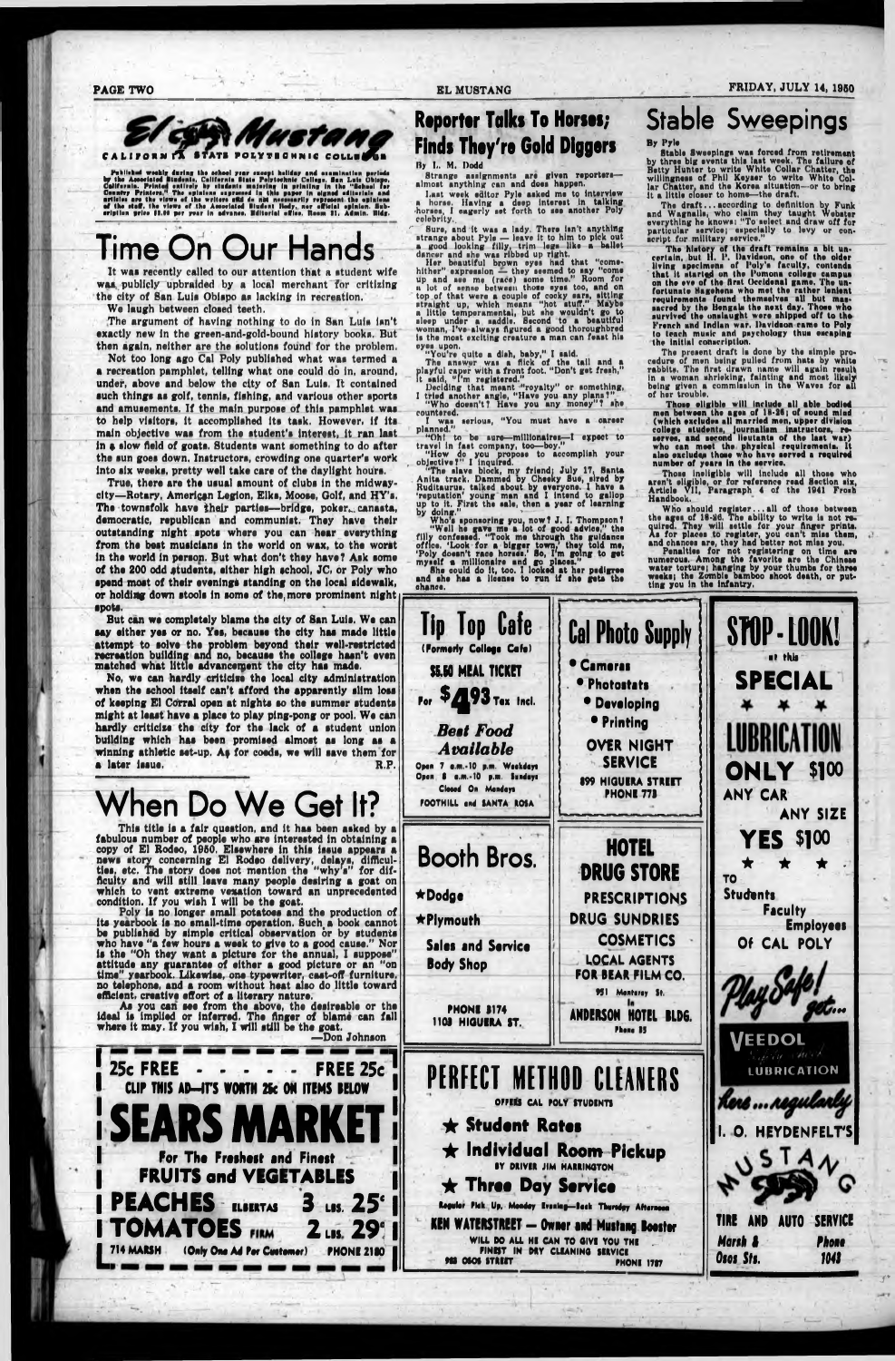# El Mustang

CALIFORNIA STATE POLYTECHNIC COLLEGE

Published weekly during the school year except holiday and examination periods by the Associated Students, California State Polytechnic College, San Luis Obispo, California. Printed entirely by students majoring in printing in the "School for Country Printers." The opinions expressed in this paper in signed editorials and articles are the views of the writers and do not necessarily represent the opinions of the staff, the views of the Associated Student Body, nor official opinion. Subscription price $2.00 per year in advance. Editorial office, Room 21, Admin. Bldg.

## Time On Our Hands

It was recently called to our attention that a student wife was publicly upbraided by a local merchant for criticizing the city of San Luis Obispo as lacking in recreation.

We laugh between closed teeth.

The argument of having nothing to do in San Luis isn't exactly new in the green-and-gold-bound history books. But then again, neither are the solutions found for the problem.

Not too long ago Cal Poly published what was termed a a recreation pamphlet, telling what one could do in, around, under, above and below the city of San Luis. It contained such things as golf, tennis, fishing, and various other sports and amusements. If the main purpose of this pamphlet was to help visitors, it accomplished its task. However, if its main objective was from the student's interest, it ran last in a slow field of goats. Students want something to do after the sun goes down. Instructors, crowding one quarter's work into six weeks, pretty well take care of the daylight hours.

True, there are the usual amount of clubs in the midway-city—Rotary, American Legion, Elks, Moose, Golf, and HY's. The townsfolk have their parties—bridge, poker, canasta, democratic, republican and communist. They have their outstanding night spots where you can hear everything from the best musicians in the world on wax, to the worst in the world in person. But what don't they have? Ask some of the 200 odd students, either high school, JC, or Poly who spend most of their evenings standing on the local sidewalk, or holding down stools in some of the more prominent night spots.

But can we completely blame the city of San Luis. We can say either yes or no. Yes, because the city has made little attempt to solve the problem beyond their well-restricted recreation building and no, because the college hasn't even matched what little advancement the city has made.

No, we can hardly criticize the local city administration when the school itself can't afford the apparently slim loss of keeping El Corral open at nights so the summer students might at least have a place to play ping-pong or pool. We can hardly criticize the city for the lack of a student union building which has been promised almost as long as a winning athletic set-up. As for coeds, we will save them for a later issue. R.P.

## When Do We Get It?

This title is a fair question, and it has been asked by a fabulous number of people who are interested in obtaining a copy of El Rodeo, 1950. Elsewhere in this issue appears a news story concerning El Rodeo delivery, delays, difficulties, etc. The story does not mention the "why's" for difficulty and will still leave many people desiring a goat on which to vent extreme vexation toward an unprecedented condition. If you wish I will be the goat.

Poly is no longer small potatoes and the production of its yearbook is no small-time operation. Such a book cannot be published by simple critical observation or by students who have "a few hours a week to give to a good cause." Nor is the "Oh they want a picture for the annual, I suppose" attitude any guarantee of either a good picture or an "on time" yearbook. Likewise, one typewriter, cast-off furniture, no telephone, and a room without heat also do little toward efficient, creative effort of a literary nature.

As you can see from the above, the desireable or the ideal is implied or inferred. The finger of blame can fall where it may. If you wish, I will still be the goat.

—Don Johnson

## Reporter Talks To Horses; Finds They're Gold Diggers

By L. M. Dodd

Strange assignments are given reporters—almost anything can and does happen.

Last week editor Pyle asked me to interview a horse. Having a deep interest in talking horses, I eagerly set forth to see another Poly celebrity.

Sure, and it was a lady. There isn't anything strange about Pyle — leave it to him to pick out a good looking filly, trim legs like a ballet dancer and she was ribbed up right.

Her beautiful brown eyes had that "come-hither" expression — they seemed to say "come up and see me (race) some time." Room for a lot of sense between those eyes too, and on top of that were a couple of cocky ears, sitting straight up, which means "hot stuff." Maybe a little temperamental, but she wouldn't go to sleep under a saddle. Second to a beautiful woman, I've always figured a good thoroughbred is the most exciting creature a man can feast his eyes upon.

"You're quite a dish, baby," I said.

The answer was a flick of the tail and a playful caper with a front foot. "Don't get fresh," it said, "I'm registered."

Deciding that meant "royalty" or something, I tried another angle, "Have you any plans?"

"Who doesn't? Have you any money?" she countered.

I was serious, "You must have a career planned."

"Oh! to be sure—millionaires—I expect to travel in fast company, too—boy."

"How do you propose to accomplish your objective?" I inquired.

"The slave block, my friend; July 17, Santa Anita track. Dammed by Cheeky Sue, sired by Ruditaurus, talked about by everyone. I have a 'reputation' young man and I intend to gallop up to it. First the sale, then a year of learning by doing."

"Who's sponsoring you, now? J. I. Thompson?"

"Well he gave me a lot of good advice," the filly confessed. "Took me through the guidance office. 'Look for a bigger town,' they told me, 'Poly doesn't race horses.' So, I'm going to get myself a millionaire and go places."

She could do it, too. I looked at her pedigree and she has a license to run if she gets the chance.

## Stable Sweepings

By Pyle

Stable Sweepings was forced from retirement by three big events this last week. The failure of Betty Hunter to write White Collar Chatter, the willingness of Phil Keyser to write White Collar Chatter, and the Korea situation—or to bring it a little closer to home—the draft.

The draft... according to definition by Funk and Wagnalls, who claim they taught Webster everything he knows: "To select and draw off for particular service; especially to levy or conscript for military service."

The history of the draft remains a bit uncertain, but H. P. Davidson, one of the older living specimens of Poly's faculty, contends that it started on the Pomona college campus on the eve of the first Occidental game. The unfortunate Sagehens who met the rather lenient requirements found themselves all but massacred by the Bengals the next day. Those who survived the onslaught were shipped off to the French and Indian war. Davidson came to Poly to teach music and psychology thus escaping the initial conscription.

The present draft is done by the simple procedure of men being pulled from hats by white rabbits. The first drawn name will again result in a woman shrieking, fainting and most likely being given a commission in the Waves for all of her trouble.

Those eligible will include all able bodied men between the ages of 18-26; of sound mind (which excludes all married men, upper division college students, journalism instructors, reserves, and second lieutants of the last war) who can meet the physical requirements. It also excludes those who have served a required number of years in the service.

Those ineligible will include all those who aren't eligible, or for reference read Section six, Article VII, Paragraph 4 of the 1941 Frosh Handbook.

Who should register... all of those between the ages of 18-26. The ability to write is not required. They will settle for your finger prints. As for places to register, you can't miss them, and chances are, they had better not miss you.

Penalties for not registering on time are numerous. Among the favorite are the Chinese water torture; hanging by your thumbs for three weeks; the Zombie bamboo shoot death, or putting you in the infantry.

---

**25c FREE - - - - - FREE 25c**
CLIP THIS AD—IT'S WORTH 25c ON ITEMS BELOW

**SEARS MARKET**
For The Freshest and Finest
FRUITS and VEGETABLES
PEACHES ELBERTAS 3 LBS. 25¢
TOMATOES FIRM 2 LBS. 29¢
714 MARSH (Only One Ad Per Customer) PHONE 2180

---

**Tip Top Cafe**
(Formerly College Cafe)
$5.50 MEAL TICKET
For $4.93 Tax Incl.
*Best Food Available*
Open 7 a.m.-10 p.m. Weekdays
Open 8 a.m.-10 p.m. Sundays
Closed On Mondays
FOOTHILL and SANTA ROSA

---

**Cal Photo Supply**
- Cameras
- Photostats
- Developing
- Printing

OVER NIGHT SERVICE
899 HIGUERA STREET
PHONE 778

---

**STOP-LOOK!**
at this
SPECIAL
LUBRICATION
ONLY $1.00
ANY CAR ANY SIZE
YES $1.00
TO Students Faculty Employees OF CAL POLY
Play Safe! get...
VEEDOL LUBRICATION
here... regularly
I. O. HEYDENFELT'S
MUSTANG
TIRE AND AUTO SERVICE
Marsh & Osos Sts. Phone 1048

---

**Booth Bros.**
- Dodge
- Plymouth

Sales and Service
Body Shop
PHONE 3174
1103 HIGUERA ST.

---

**HOTEL DRUG STORE**
PRESCRIPTIONS
DRUG SUNDRIES
COSMETICS
LOCAL AGENTS FOR BEAR FILM CO.
951 Monterey St.
In ANDERSON HOTEL BLDG.
Phone 85

---

**PERFECT METHOD CLEANERS**
OFFERS CAL POLY STUDENTS
- Student Rates
- Individual Room Pickup BY DRIVER JIM HARRINGTON
- Three Day Service

Regular Pick Up, Monday Evening—Back Thursday Afternoon
KEN WATERSTREET — Owner and Mustang Booster
WILL DO ALL HE CAN TO GIVE YOU THE FINEST IN DRY CLEANING SERVICE
983 OSOS STREET PHONE 1787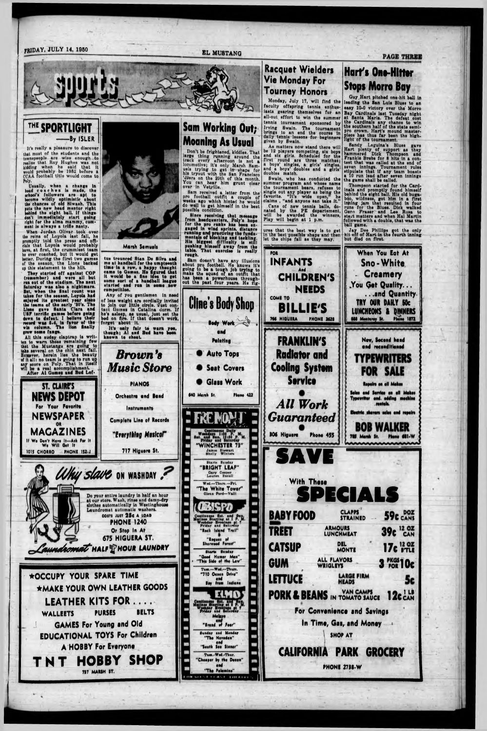# sports

## THE SPORTLIGHT

—By ISLER

It's really a pleasure to discover that most of the students and the townspeople are wise enough to realize that Roy Hughes was not kidding when he said that it would probably be 1952 before a CCAA football title would come to Poly.

Usually, when a change in head coaches is made, the school's followers are apt to become wildly optimistic about the chances of old Mustang. This puts the new head mentor right behind the eight ball. If things don't immediately start going right for the alma mammy, comment is always a trifle nasty.

When Jordan Oliver took over the reins of Loyola last fall, he promptly told the press and officials that Loyola would probably have, at first, the crummiest team he ever coached, but it would get better. During the first two games of the season, the Lions backed up this statement to the hilt.

They started off against COP (remember) and were all but run out of the stadium. The next Saturday was also a nightmare. But, when the final count was taken for the season, Loyola had enjoyed its greatest year since the teams of the early '30's. The Lions gave Santa Clara and USF terrific games before going down to defeat. I believe their record was 6-4, in favor of the win column. The lion finally grew some fangs.

All this sudsy claptrap is written to warn those remaining few that the Mustangs are going to take several on the chin next fall. However, herein lies the beauty of it all: no team is going to run up any score on Poly. That in itself will be a real accomplishment.

After Al Gomes and Bud Lof-

Marsh Samuels

tus trounced Stan De Silva and me at handball for the umpteenth time in a row, a happy thought came to Gomes. He figured that it would be a fine idea to get some sort of a handball league started and run in some new competition.

Any of you gentlemen in need of less weight are cordially invited to join our little circle. Just contact Gomes in Catalina dorm. If he's asleep, as usual, just set the bed on fire. If that doesn't work, forget about it.

It's only fair to warn you, though; Al and Bud have been known to cheat.

## Sam Working Out; Moaning As Usual

Don't be frightened, kiddies. That large thing running around the track every afternoon is not a locomotive; it's only Marsh Samuels trying to get in shape for his tryout with the San Francisco 49ers on the 20th of this month. You can hear him grunt clear over in Vetville.

Sam received a letter from the pro football outfit a couple of weeks ago which hinted he would do well to get himself in the best possible condition.

Since receiving that message from headquarters, Poly's hope for the pro ranks has been engaged in wind sprints, distance running and practicing the fundamentals of blocking and tackling. His biggest difficulty is still pushing himself away from the table. That exercise is really rough.

Sam doesn't have any illusions about pro football. He knows it's going to be a tough job trying to make the squad of an outfit that has been a powerhouse throughout the past four years. He figures that the best way is to get in the best possible shape and then let the chips fall as they may.

## Racquet Wielders Vie Monday For Tourney Honors

Monday, July 17, will find the faculty offspring tennis enthusiasts gearing themselves for an all-out effort to win the summer tennis tournament sponsored by Irving Swain. The tournament brings to an end the course in daily tennis lessons for beginners given by Swain.

As matters now stand there will be 12 players competing, six boys and six girls. Scheduled for the first round are three matches; a boys' singles, a girls' singles, and a boys' doubles and a girls' doubles match.

Swain, who has conducted the summer program and whose name the tournament bears, refuses to single out any player as being the favorite. "It's wide open," he claims, "and anyone can take it."

Cans of new tennis balls, donated by the PE department, will be awarded the winners. Play will begin at 1 p.m.

## Hart's One-Hitter Stops Morro Bay

Guy Hart pitched one-hit ball in leading the San Luis Blues to an easy 10-0 victory over the Morro Bay Cardinals last Tuesday night at Santa Maria. The defeat cost the Cardinals any chance to win the southern half of the state semi-pro crown. Hart's mound masterpiece has thus far been the highlight of the tournament.

Sandy Leguina's Blues gave Hart plenty of support as they hammered Dick Thompson and Frankie Brebs for 8 hits in a contest that was called at the end of seven innings. Tournament rules stipulate that if any team boasts a 10 run lead after seven innings the game shall be called.

Thompson started for the Cardinals and promptly found himself behind the eight ball. His old bugaboo, wildness, got him in a first inning jam that resulted in four runs for the Blues. Dick walked Gene Fraser and Les Ross to start matters and when Hal Martin followed with a double, that was the ball game.

Jay Dee Phillips got the only hit off of Hart in the fourth inning but died on first.

---

**ST. CLAIRE'S NEWS DEPOT**
For Your Favorite
NEWSPAPER or MAGAZINES
If We Don't Have It—Ask For It We Will Get It
1015 CHORRO PHONE 152-J

---

**Brown's Music Store**
PIANOS
Orchestra and Band Instruments
Complete Line of Records
"Everything Musical"
717 Higuera St.

---

**Cline's Body Shop**
Body Work and Painting
- Auto Tops
- Seat Covers
- Glass Work

640 Marsh St. Phone 422

---

**FOR INFANTS And CHILDREN'S NEEDS COME TO BILLIE'S**
766 HIGUERA PHONE 2628

---

**When You Eat At Sno-White Creamery**
You Get Quality... ...and Quantity
TRY OUR DAILY 50c LUNCHEONS & DINNERS
888 Monterey St. Phone 1872

---

**FRANKLIN'S Radiator and Cooling System Service**
All Work Guaranteed
806 Higuera Phone 455

---

**New, Second hand and reconditioned TYPEWRITERS FOR SALE**
Repairs on all Makes
Sales and Service on all Makes Typewriter and adding machine rentals.
Electric shavers sales and repairs
BOB WALKER
785 Marsh St. Phone 681-W

---

**Why slave ON WASHDAY ?**
Do your entire laundry in half an hour at our store. Wash, rinse and damp-dry clothes automatically in Westinghouse Laundromat automatic washers.
COSTS JUST 25c A LOAD
PHONE 1240
Or Stop In At
675 HIGUERA ST.
Laundromat HALF HOUR LAUNDRY

---

**FREMONT**
Continuous Daily Weekdays 1:15 P. M. Sat. and Sun. 12:30 P. M.
Friday and Saturday
"WINCHESTER 73"
James Stewart
Shelly Winters
Starts Sunday
"BRIGHT LEAF"
Gary Cooper
Lauren Bacall
Wed.—Thurs.—Fri.
"The White Tower"
Glenn Ford—Valli

**OBISPO**
Continuous Sat. and Sun. Matinee Starting at 1 P. M.
Friday and Saturday
"Rock Island Trail"
&
"Rogues of Sherwood Forest"
Starts Sunday
"Good Humor Man"
"This Side of the Law"
Tues.—Wed.—Thurs.
"710 Ocean Drive"
and
Boy from Indiana

**ELMO**
Continuous Sat. and Sun. Matinee Starting at 1 P. M. Weekday Evenings at 7
Friday and Saturday
Malaya
and
"Brand of Fear"
Sunday and Monday
"The Nevadan"
and
"South Sea Sinner"
Tues.-Wed.-Thur.
"Cheaper by the Dozen"
and
"The Palomino"

---

**SAVE With These SPECIALS**

| | | |
|---|---|---|
| BABY FOOD | CLAPPS STRAINED | 59c DOZ CANS |
| TREET | ARMOURS LUNCHMEAT | 39c 12 OZ CAN |
| CATSUP | DEL MONTE | 17c 12 OZ BTLE |
| GUM | ALL FLAVORS WRIGLEYS | 3 PKGS FOR 10c |
| LETTUCE | LARGE FIRM HEADS | 5c |
| PORK & BEANS | VAN CAMPS IN TOMATO SAUCE | 12c 1 LB CAN |

For Convenience and Savings In Time, Gas, and Money
SHOP AT
CALIFORNIA PARK GROCERY
PHONE 2738-W

---

**★OCCUPY YOUR SPARE TIME**
**★MAKE YOUR OWN LEATHER GOODS**
LEATHER KITS FOR . . . .
WALLEETS PURSES BELTS
GAMES For Young and Old
EDUCATIONAL TOYS For Children
A HOBBY For Everyone
TNT HOBBY SHOP
787 MARSH ST.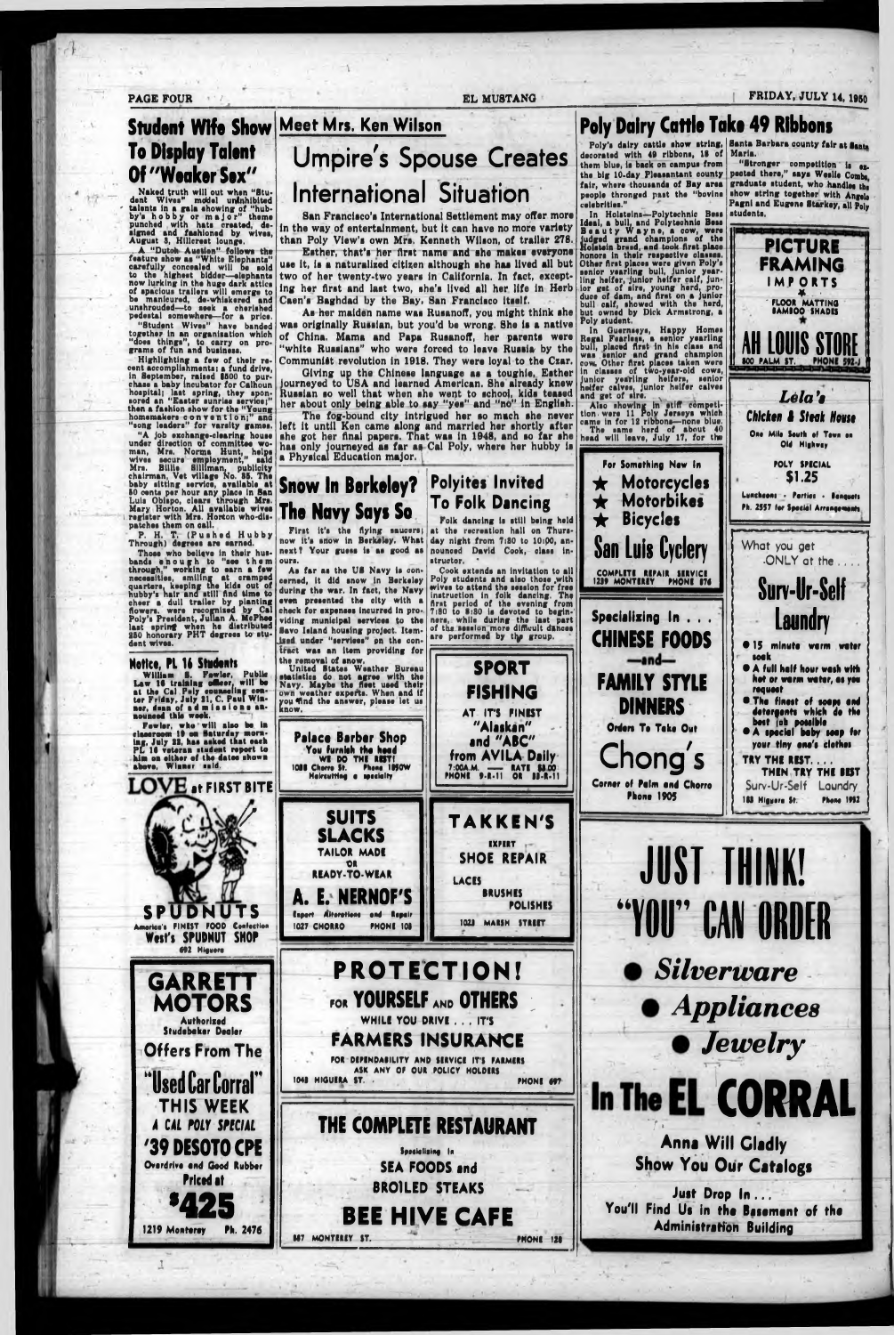## Student Wife Show To Display Talent Of "Weaker Sex"

Naked truth will out when "Student Wives" model uninhibited talents in a gala showing of "hubby's hobby or major" theme punched with hats created, designed and fashioned by wives, August 3, Hillcrest lounge.

A "Dutch Auction" follows the feature show as "White Elephants" carefully concealed will be sold to the highest bidder—elephants now lurking in the huge dark attics of spacious trailers will emerge to be manicured, de-whiskered and unshrouded—to seek a cherished pedestal somewhere—for a price.

"Student Wives" have banded together in an organization which "does things", to carry on programs of fun and business.

Highlighting a few of their recent accomplishments: a fund drive, in September, raised $500 to purchase a baby incubator for Calhoun hospital; last spring, they sponsored an "Easter sunrise service;" then a fashion show for the "Young homemakers convention;" and "song leaders" for varsity games.

"A job exchange-clearing house under direction of committee woman, Mrs. Norma Hunt, helps wives secure employment," said Mrs. Billie Silliman, publicity chairman, Vet village No. 88. The baby sitting service, available at 50 cents per hour any place in San Luis Obispo, clears through Mrs. Mary Horton. All available wives register with Mrs. Horton who dispatches them on call.

P. H. T. (Pushed Hubby Through) degrees are earned.

Those who believe in their husbands enough to "see them through," working to earn a few necessities, smiling at cramped quarters, keeping the kids out of hubby's hair and still find time to cheer a dull trailer by planting flowers, were recognized by Cal Poly's President, Julian A. McPhee last spring when he distributed 250 honorary PHT degrees to student wives.

### Notice, PL 16 Students

William S. Fowler, Public Law 16 training officer, will be at the Cal Poly counseling center Friday, July 21, C. Paul Winner, dean of admissions announced this week.

Fowler, who will also be in classroom 19 on Saturday morning, July 22, has asked that each PL 16 veteran student report to him on either of the dates shown above, Winner said.

**LOVE at FIRST BITE**

**SPUDNUTS**
America's FINEST FOOD Confection
**West's SPUDNUT SHOP**
692 Higuera

**GARRETT MOTORS**
Authorized Studebaker Dealer
Offers From The
"Used Car Corral"
THIS WEEK
A CAL POLY SPECIAL
'39 DESOTO CPE
Overdrive and Good Rubber
Priced at
$425
1219 Monterey Ph. 2476

## Meet Mrs. Ken Wilson

# Umpire's Spouse Creates International Situation

San Francisco's International Settlement may offer more in the way of entertainment, but it can have no more variety than Poly View's own Mrs. Kenneth Wilson, of trailer 278.

Esther, that's her first name and she makes everyone use it, is a naturalized citizen although she has lived all but two of her twenty-two years in California. In fact, excepting her first and last two, she's lived all her life in Herb Caen's Baghdad by the Bay, San Francisco itself.

As her maiden name was Rusanoff, you might think she was originally Russian, but you'd be wrong. She is a native of China. Mama and Papa Rusanoff, her parents were "white Russians" who were forced to leave Russia by the Communist revolution in 1918. They were loyal to the Czar.

Giving up the Chinese language as a toughie, Esther journeyed to USA and learned American. She already knew Russian so well that when she went to school, kids teased her about only being able to say "yes" and "no" in English.

The fog-bound city intrigued her so much she never left it until Ken came along and married her shortly after she got her final papers. That was in 1948, and so far she has only journeyed as far as Cal Poly, where her hubby is a Physical Education major.

## Snow In Berkeley? The Navy Says So

First it's the flying saucers; now it's snow in Berkeley. What next? Your guess is as good as ours.

As far as the US Navy is concerned, it did snow in Berkeley during the war. In fact, the Navy even presented the city with a check for expenses incurred in providing municipal services to the Savo Island housing project. Itemized under "services" on the contract was an item providing for the removal of snow.

United States Weather Bureau statistics do not agree with the Navy. Maybe the fleet used their own weather experts. When and if you find the answer, please let us know.

## Polyites Invited To Folk Dancing

Folk dancing is still being held at the recreation hall on Thursday night from 7:30 to 10:00, announced David Cook, class instructor.

Cook extends an invitation to all Poly students and also those with wives to attend the session for free instruction in folk dancing. The first period of the evening from 7:30 to 8:30 is devoted to beginners, while during the last part of the session more difficult dances are performed by the group.

**Palace Barber Shop**
You furnish the head
WE DO THE REST!
1088 Chorro St. Phone 1950W
Haircutting a specialty

**SPORT FISHING**
AT IT'S FINEST
"Alaskan" and "ABC"
from AVILA Daily
7:00A.M. — RATE $3.00
PHONE 9-R-11 OR 33-R-11

**SUITS SLACKS**
TAILOR MADE
OR
READY-TO-WEAR
**A. E. NERNOF'S**
Expert Alterations and Repair
1027 CHORRO PHONE 103

**TAKKEN'S**
EXPERT
SHOE REPAIR
LACES
BRUSHES
POLISHES
1023 MARSH STREET

**PROTECTION!**
FOR YOURSELF AND OTHERS
WHILE YOU DRIVE . . . IT'S
**FARMERS INSURANCE**
FOR DEPENDABILITY AND SERVICE IT'S FARMERS
ASK ANY OF OUR POLICY HOLDERS
1048 HIGUERA ST. PHONE 697

**THE COMPLETE RESTAURANT**
Specializing in
SEA FOODS and
BROILED STEAKS
**BEE HIVE CAFE**
887 MONTEREY ST. PHONE 128

## Poly Dairy Cattle Take 49 Ribbons

Poly's dairy cattle show string, decorated with 49 ribbons, 18 of them blue, is back on campus from the big 10-day Pleasanton county fair, where thousands of Bay area people thronged past the "bovine celebrities."

In Holsteins—Polytechnic Bess Ideal, a bull, and Polytechnic Bess Beauty Wayne, a cow, were judged grand champions of the Holstein breed, and took first place honors in their respective classes. Other first places were given Poly's senior yearling bull, junior yearling heifer, junior heifer calf, junior get of sire, young herd, produce of dam, and first on a junior bull calf, showed with the herd, but owned by Dick Armstrong, a Poly student.

In Guernseys, Happy Homes Regal Fearless, a senior yearling bull, placed first in his class and was senior and grand champion cow. Other first places taken were in classes of two-year-old cows, junior yearling heifers, senior heifer calves, junior heifer calves and get of sire.

Also showing in stiff competition were 11 Poly Jerseys which came in for 12 ribbons—none blue.

The same herd of about 40 head will leave, July 17, for the Santa Barbara county fair at Santa Maria.

"Stronger competition is expected there," says Weslie Combs, graduate student, who handles the show string together with Angelo Pagni and Eugene Starkey, all Poly students.

**PICTURE FRAMING**
IMPORTS
FLOOR MATTING
BAMBOO SHADES
**AH LOUIS STORE**
800 PALM ST. PHONE 592-J

**Lela's Chicken & Steak House**
One Mile South of Town on Old Highway
POLY SPECIAL
$1.25
Luncheons - Parties - Banquets
Ph. 2557 for Special Arrangements

For Something New in
- Motorcycles
- Motorbikes
- Bicycles

**San Luis Cyclery**
COMPLETE REPAIR SERVICE
1239 MONTEREY PHONE 876

Specializing In . . .
**CHINESE FOODS**
—and—
**FAMILY STYLE DINNERS**
Orders To Take Out
**Chong's**
Corner of Palm and Chorro
Phone 1905

What you get
ONLY at the . . . .
**Surv-Ur-Self Laundry**
- 15 minute warm water soak
- A full half hour wash with hot or warm water, as you request
- The finest of soaps and detergents which do the best job possible
- A special baby soap for your tiny one's clothes

TRY THE REST. . . .
THEN TRY THE BEST
Surv-Ur-Self Laundry
183 Higuera St. Phone 1992

**JUST THINK! "YOU" CAN ORDER**
- *Silverware*
- *Appliances*
- *Jewelry*

**In The EL CORRAL**
Anna Will Gladly
Show You Our Catalogs
Just Drop In . . .
You'll Find Us in the Basement of the Administration Building